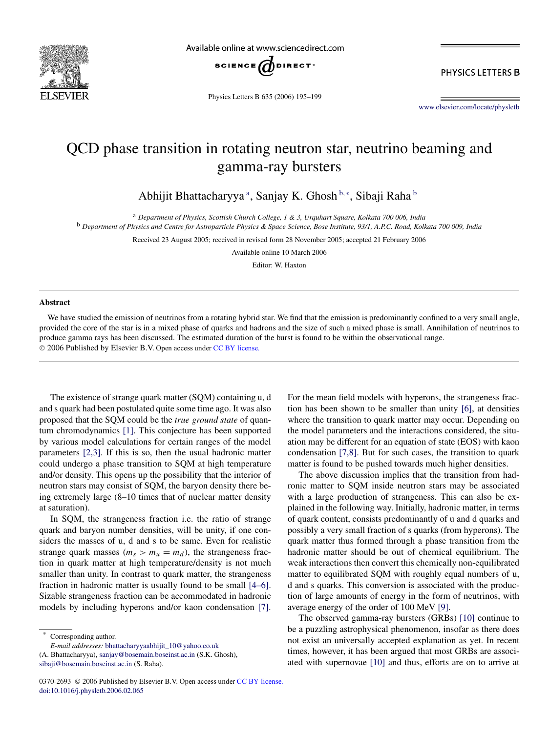# QCD phase transition in rotating neutron star, neutrino beaming and gamma-ray bursters

Abhijit Bhattacharyya [a], Sanjay K. Ghosh [b,*], Sibaji Raha [b]

[a] *Department of Physics, Scottish Church College, 1 & 3, Urquhart Square, Kolkata 700 006, India*

[b] *Department of Physics and Centre for Astroparticle Physics & Space Science, Bose Institute, 93/1, A.P.C. Road, Kolkata 700 009, India*

Received 23 August 2005; received in revised form 28 November 2005; accepted 21 February 2006

Available online 10 March 2006

Editor: W. Haxton

## Abstract

We have studied the emission of neutrinos from a rotating hybrid star. We find that the emission is predominantly confined to a very small angle, provided the core of the star is in a mixed phase of quarks and hadrons and the size of such a mixed phase is small. Annihilation of neutrinos to produce gamma rays has been discussed. The estimated duration of the burst is found to be within the observational range.

© 2006 Published by Elsevier B.V. Open access under CC BY license.

The existence of strange quark matter (SQM) containing u, d and s quark had been postulated quite some time ago. It was also proposed that the SQM could be the *true ground state* of quantum chromodynamics [1]. This conjecture has been supported by various model calculations for certain ranges of the model parameters [2,3]. If this is so, then the usual hadronic matter could undergo a phase transition to SQM at high temperature and/or density. This opens up the possibility that the interior of neutron stars may consist of SQM, the baryon density there being extremely large (8–10 times that of nuclear matter density at saturation).

In SQM, the strangeness fraction i.e. the ratio of strange quark and baryon number densities, will be unity, if one considers the masses of u, d and s to be same. Even for realistic strange quark masses ($m_s > m_u = m_d$), the strangeness fraction in quark matter at high temperature/density is not much smaller than unity. In contrast to quark matter, the strangeness fraction in hadronic matter is usually found to be small [4–6]. Sizable strangeness fraction can be accommodated in hadronic models by including hyperons and/or kaon condensation [7]. For the mean field models with hyperons, the strangeness fraction has been shown to be smaller than unity [6], at densities where the transition to quark matter may occur. Depending on the model parameters and the interactions considered, the situation may be different for an equation of state (EOS) with kaon condensation [7,8]. But for such cases, the transition to quark matter is found to be pushed towards much higher densities.

The above discussion implies that the transition from hadronic matter to SQM inside neutron stars may be associated with a large production of strangeness. This can also be explained in the following way. Initially, hadronic matter, in terms of quark content, consists predominantly of u and d quarks and possibly a very small fraction of s quarks (from hyperons). The quark matter thus formed through a phase transition from the hadronic matter should be out of chemical equilibrium. The weak interactions then convert this chemically non-equilibrated matter to equilibrated SQM with roughly equal numbers of u, d and s quarks. This conversion is associated with the production of large amounts of energy in the form of neutrinos, with average energy of the order of 100 MeV [9].

The observed gamma-ray bursters (GRBs) [10] continue to be a puzzling astrophysical phenomenon, insofar as there does not exist an universally accepted explanation as yet. In recent times, however, it has been argued that most GRBs are associated with supernovae [10] and thus, efforts are on to arrive at

---

* Corresponding author.

*E-mail addresses:* bhattacharyyaabhijit_10@yahoo.co.uk (A. Bhattacharyya), sanjay@bosemain.boseinst.ac.in (S.K. Ghosh), sibaji@bosemain.boseinst.ac.in (S. Raha).

0370-2693 © 2006 Published by Elsevier B.V. Open access under CC BY license.
doi:10.1016/j.physletb.2006.02.065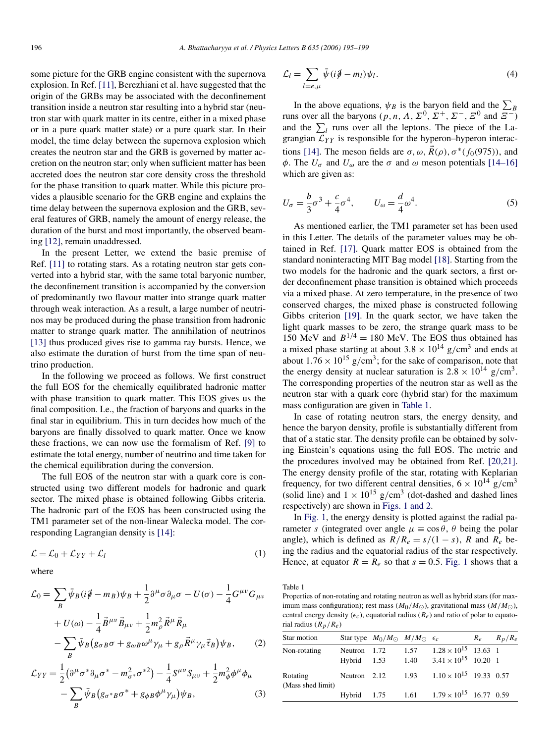some picture for the GRB engine consistent with the supernova explosion. In Ref. [11], Berezhiani et al. have suggested that the origin of the GRBs may be associated with the deconfinement transition inside a neutron star resulting into a hybrid star (neutron star with quark matter in its centre, either in a mixed phase or in a pure quark matter state) or a pure quark star. In their model, the time delay between the supernova explosion which creates the neutron star and the GRB is governed by matter accretion on the neutron star; only when sufficient matter has been accreted does the neutron star core density cross the threshold for the phase transition to quark matter. While this picture provides a plausible scenario for the GRB engine and explains the time delay between the supernova explosion and the GRB, several features of GRB, namely the amount of energy release, the duration of the burst and most importantly, the observed beaming [12], remain unaddressed.

In the present Letter, we extend the basic premise of Ref. [11] to rotating stars. As a rotating neutron star gets converted into a hybrid star, with the same total baryonic number, the deconfinement transition is accompanied by the conversion of predominantly two flavour matter into strange quark matter through weak interaction. As a result, a large number of neutrinos may be produced during the phase transition from hadronic matter to strange quark matter. The annihilation of neutrinos [13] thus produced gives rise to gamma ray bursts. Hence, we also estimate the duration of burst from the time span of neutrino production.

In the following we proceed as follows. We first construct the full EOS for the chemically equilibrated hadronic matter with phase transition to quark matter. This EOS gives us the final composition. I.e., the fraction of baryons and quarks in the final star in equilibrium. This in turn decides how much of the baryons are finally dissolved to quark matter. Once we know these fractions, we can now use the formalism of Ref. [9] to estimate the total energy, number of neutrino and time taken for the chemical equilibration during the conversion.

The full EOS of the neutron star with a quark core is constructed using two different models for hadronic and quark sector. The mixed phase is obtained following Gibbs criteria. The hadronic part of the EOS has been constructed using the TM1 parameter set of the non-linear Walecka model. The corresponding Lagrangian density is [14]:

$$\mathcal{L} = \mathcal{L}_0 + \mathcal{L}_{YY} + \mathcal{L}_l \tag{1}$$

where

$$\begin{aligned}\mathcal{L}_0 = {} & \sum_B \bar{\psi}_B (i\not{\partial} - m_B)\psi_B + \frac{1}{2}\partial^\mu\sigma\partial_\mu\sigma - U(\sigma) - \frac{1}{4}G^{\mu\nu}G_{\mu\nu} \\ & + U(\omega) - \frac{1}{4}\vec{B}^{\mu\nu}\vec{B}_{\mu\nu} + \frac{1}{2}m_\rho^2\vec{R}^\mu\vec{R}_\mu \\ & - \sum_B \bar{\psi}_B\big(g_{\sigma B}\sigma + g_{\omega B}\omega^\mu\gamma_\mu + g_\rho\vec{R}^\mu\gamma_\mu\vec{\tau}_B\big)\psi_B,\end{aligned} \tag{2}$$

$$\begin{aligned}\mathcal{L}_{YY} = {} & \frac{1}{2}\big(\partial^\mu\sigma^*\partial_\mu\sigma^* - m_{\sigma^*}^2\sigma^{*2}\big) - \frac{1}{4}S^{\mu\nu}S_{\mu\nu} + \frac{1}{2}m_\phi^2\phi^\mu\phi_\mu \\ & - \sum_B \bar{\psi}_B\big(g_{\sigma^* B}\sigma^* + g_{\phi B}\phi^\mu\gamma_\mu\big)\psi_B,\end{aligned} \tag{3}$$

$$\mathcal{L}_l = \sum_{l=e,\mu} \bar{\psi}(i\not{\partial} - m_l)\psi_l. \tag{4}$$

In the above equations, $\psi_B$ is the baryon field and the $\sum_B$ runs over all the baryons ($p, n, \Lambda, \Sigma^0, \Sigma^+, \Sigma^-, \Xi^0$ and $\Xi^-$) and the $\sum_l$ runs over all the leptons. The piece of the Lagrangian $\mathcal{L}_{YY}$ is responsible for the hyperon–hyperon interactions [14]. The meson fields are $\sigma, \omega, \vec{R}(\rho), \sigma^*(f_0(975))$, and $\phi$. The $U_\sigma$ and $U_\omega$ are the $\sigma$ and $\omega$ meson potentials [14–16] which are given as:

$$U_\sigma = \frac{b}{3}\sigma^3 + \frac{c}{4}\sigma^4, \qquad U_\omega = \frac{d}{4}\omega^4. \tag{5}$$

As mentioned earlier, the TM1 parameter set has been used in this Letter. The details of the parameter values may be obtained in Ref. [17]. Quark matter EOS is obtained from the standard noninteracting MIT Bag model [18]. Starting from the two models for the hadronic and the quark sectors, a first order deconfinement phase transition is obtained which proceeds via a mixed phase. At zero temperature, in the presence of two conserved charges, the mixed phase is constructed following Gibbs criterion [19]. In the quark sector, we have taken the light quark masses to be zero, the strange quark mass to be 150 MeV and $B^{1/4} = 180$ MeV. The EOS thus obtained has a mixed phase starting at about $3.8 \times 10^{14}$ g/cm$^3$ and ends at about $1.76 \times 10^{15}$ g/cm$^3$; for the sake of comparison, note that the energy density at nuclear saturation is $2.8 \times 10^{14}$ g/cm$^3$. The corresponding properties of the neutron star as well as the neutron star with a quark core (hybrid star) for the maximum mass configuration are given in Table 1.

In case of rotating neutron stars, the energy density, and hence the baryon density, profile is substantially different from that of a static star. The density profile can be obtained by solving Einstein's equations using the full EOS. The metric and the procedures involved may be obtained from Ref. [20,21]. The energy density profile of the star, rotating with Keplarian frequency, for two different central densities, $6 \times 10^{14}$ g/cm$^3$ (solid line) and $1 \times 10^{15}$ g/cm$^3$ (dot-dashed and dashed lines respectively) are shown in Figs. 1 and 2.

In Fig. 1, the energy density is plotted against the radial parameter $s$ (integrated over angle $\mu \equiv \cos\theta$, $\theta$ being the polar angle), which is defined as $R/R_e = s/(1-s)$, $R$ and $R_e$ being the radius and the equatorial radius of the star respectively. Hence, at equator $R = R_e$ so that $s = 0.5$. Fig. 1 shows that a

Table 1

Properties of non-rotating and rotating neutron as well as hybrid stars (for maximum mass configuration); rest mass ($M_0/M_\odot$), gravitational mass ($M/M_\odot$), central energy density ($\epsilon_c$), equatorial radius ($R_e$) and ratio of polar to equatorial radius ($R_p/R_e$)

| Star motion | Star type | $M_0/M_\odot$ | $M/M_\odot$ | $\epsilon_c$ | $R_e$ | $R_p/R_e$ |
|---|---|---|---|---|---|---|
| Non-rotating | Neutron | 1.72 | 1.57 | $1.28 \times 10^{15}$ | 13.63 | 1 |
| | Hybrid | 1.53 | 1.40 | $3.41 \times 10^{15}$ | 10.20 | 1 |
| Rotating (Mass shed limit) | Neutron | 2.12 | 1.93 | $1.10 \times 10^{15}$ | 19.33 | 0.57 |
| | Hybrid | 1.75 | 1.61 | $1.79 \times 10^{15}$ | 16.77 | 0.59 |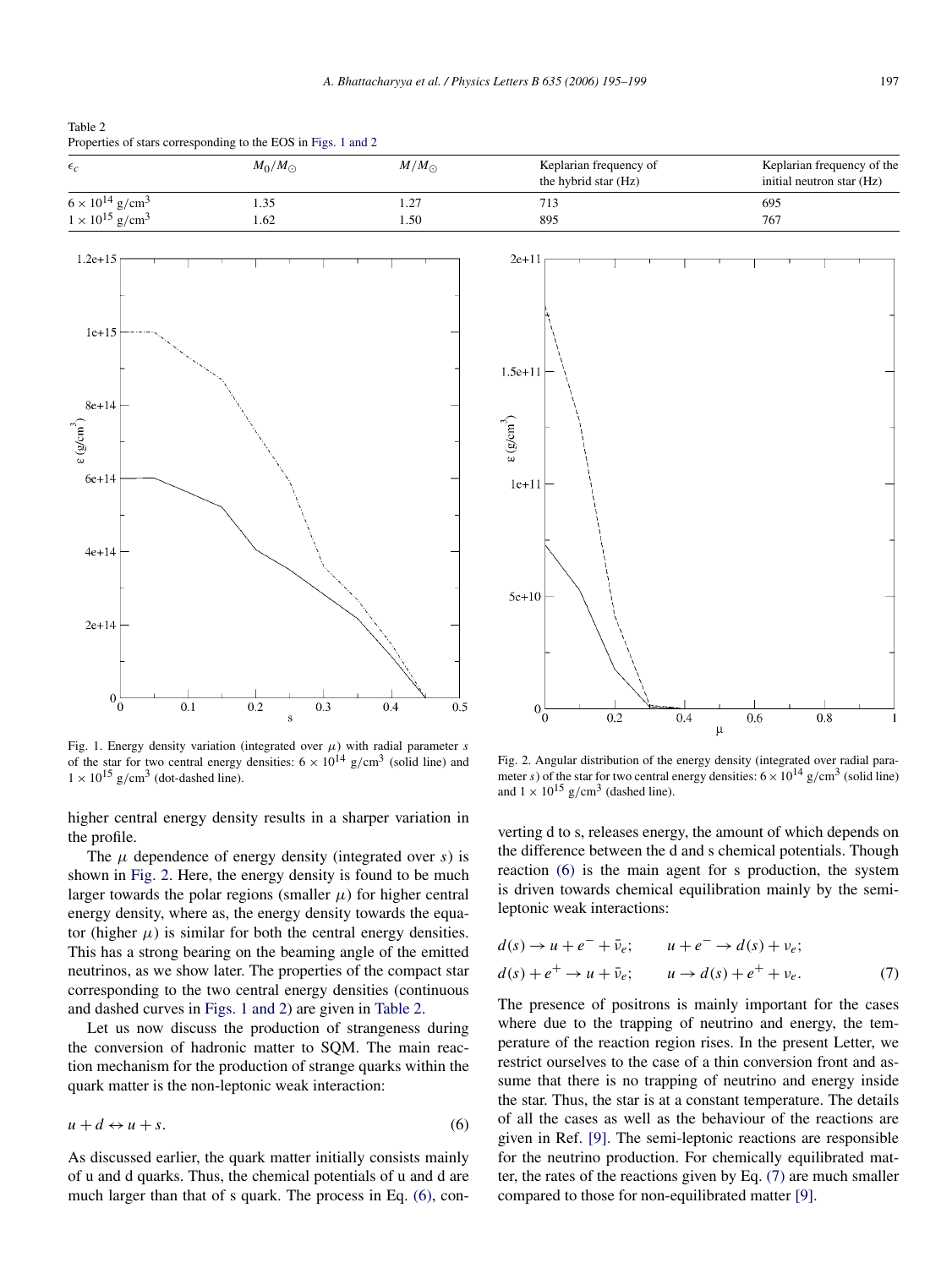Table 2
Properties of stars corresponding to the EOS in Figs. 1 and 2

| $\epsilon_c$ | $M_0/M_\odot$ | $M/M_\odot$ | Keplarian frequency of the hybrid star (Hz) | Keplarian frequency of the initial neutron star (Hz) |
|---|---|---|---|---|
| $6 \times 10^{14}$ g/cm$^3$ | 1.35 | 1.27 | 713 | 695 |
| $1 \times 10^{15}$ g/cm$^3$ | 1.62 | 1.50 | 895 | 767 |

Fig. 1. Energy density variation (integrated over $\mu$) with radial parameter $s$ of the star for two central energy densities: $6 \times 10^{14}$ g/cm$^3$ (solid line) and $1 \times 10^{15}$ g/cm$^3$ (dot-dashed line).

Fig. 2. Angular distribution of the energy density (integrated over radial parameter $s$) of the star for two central energy densities: $6 \times 10^{14}$ g/cm$^3$ (solid line) and $1 \times 10^{15}$ g/cm$^3$ (dashed line).

higher central energy density results in a sharper variation in the profile.

The $\mu$ dependence of energy density (integrated over $s$) is shown in Fig. 2. Here, the energy density is found to be much larger towards the polar regions (smaller $\mu$) for higher central energy density, where as, the energy density towards the equator (higher $\mu$) is similar for both the central energy densities. This has a strong bearing on the beaming angle of the emitted neutrinos, as we show later. The properties of the compact star corresponding to the two central energy densities (continuous and dashed curves in Figs. 1 and 2) are given in Table 2.

Let us now discuss the production of strangeness during the conversion of hadronic matter to SQM. The main reaction mechanism for the production of strange quarks within the quark matter is the non-leptonic weak interaction:

$$u + d \leftrightarrow u + s. \tag{6}$$

As discussed earlier, the quark matter initially consists mainly of u and d quarks. Thus, the chemical potentials of u and d are much larger than that of s quark. The process in Eq. (6), converting d to s, releases energy, the amount of which depends on the difference between the d and s chemical potentials. Though reaction (6) is the main agent for s production, the system is driven towards chemical equilibration mainly by the semi-leptonic weak interactions:

$$d(s) \to u + e^- + \bar{\nu}_e; \qquad u + e^- \to d(s) + \nu_e;$$
$$d(s) + e^+ \to u + \bar{\nu}_e; \qquad u \to d(s) + e^+ + \nu_e. \tag{7}$$

The presence of positrons is mainly important for the cases where due to the trapping of neutrino and energy, the temperature of the reaction region rises. In the present Letter, we restrict ourselves to the case of a thin conversion front and assume that there is no trapping of neutrino and energy inside the star. Thus, the star is at a constant temperature. The details of all the cases as well as the behaviour of the reactions are given in Ref. [9]. The semi-leptonic reactions are responsible for the neutrino production. For chemically equilibrated matter, the rates of the reactions given by Eq. (7) are much smaller compared to those for non-equilibrated matter [9].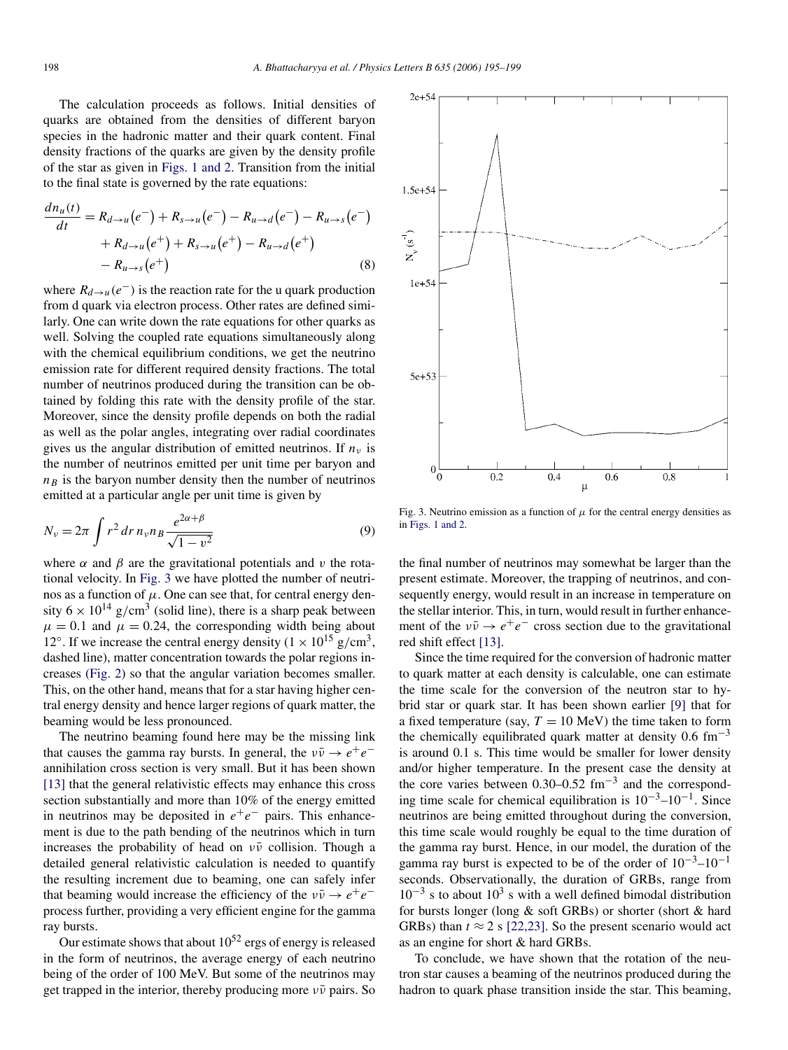The calculation proceeds as follows. Initial densities of quarks are obtained from the densities of different baryon species in the hadronic matter and their quark content. Final density fractions of the quarks are given by the density profile of the star as given in Figs. 1 and 2. Transition from the initial to the final state is governed by the rate equations:

$$
\begin{aligned}
\frac{dn_u(t)}{dt} = {} & R_{d\to u}(e^-) + R_{s\to u}(e^-) - R_{u\to d}(e^-) - R_{u\to s}(e^-) \\
& + R_{d\to u}(e^+) + R_{s\to u}(e^+) - R_{u\to d}(e^+) \\
& - R_{u\to s}(e^+)
\end{aligned}
\tag{8}
$$

where $R_{d\to u}(e^-)$ is the reaction rate for the u quark production from d quark via electron process. Other rates are defined similarly. One can write down the rate equations for other quarks as well. Solving the coupled rate equations simultaneously along with the chemical equilibrium conditions, we get the neutrino emission rate for different required density fractions. The total number of neutrinos produced during the transition can be obtained by folding this rate with the density profile of the star. Moreover, since the density profile depends on both the radial as well as the polar angles, integrating over radial coordinates gives us the angular distribution of emitted neutrinos. If $n_\nu$ is the number of neutrinos emitted per unit time per baryon and $n_B$ is the baryon number density then the number of neutrinos emitted at a particular angle per unit time is given by

$$
N_\nu = 2\pi \int r^2\, dr\, n_\nu n_B \frac{e^{2\alpha+\beta}}{\sqrt{1-v^2}}
\tag{9}
$$

where $\alpha$ and $\beta$ are the gravitational potentials and $v$ the rotational velocity. In Fig. 3 we have plotted the number of neutrinos as a function of $\mu$. One can see that, for central energy density $6\times 10^{14}$ g/cm$^3$ (solid line), there is a sharp peak between $\mu = 0.1$ and $\mu = 0.24$, the corresponding width being about $12^\circ$. If we increase the central energy density ($1\times 10^{15}$ g/cm$^3$, dashed line), matter concentration towards the polar regions increases (Fig. 2) so that the angular variation becomes smaller. This, on the other hand, means that for a star having higher central energy density and hence larger regions of quark matter, the beaming would be less pronounced.

Fig. 3. Neutrino emission as a function of $\mu$ for the central energy densities as in Figs. 1 and 2.

The neutrino beaming found here may be the missing link that causes the gamma ray bursts. In general, the $\nu\bar{\nu} \to e^+e^-$ annihilation cross section is very small. But it has been shown [13] that the general relativistic effects may enhance this cross section substantially and more than 10% of the energy emitted in neutrinos may be deposited in $e^+e^-$ pairs. This enhancement is due to the path bending of the neutrinos which in turn increases the probability of head on $\nu\bar{\nu}$ collision. Though a detailed general relativistic calculation is needed to quantify the resulting increment due to beaming, one can safely infer that beaming would increase the efficiency of the $\nu\bar{\nu} \to e^+e^-$ process further, providing a very efficient engine for the gamma ray bursts.

Our estimate shows that about $10^{52}$ ergs of energy is released in the form of neutrinos, the average energy of each neutrino being of the order of 100 MeV. But some of the neutrinos may get trapped in the interior, thereby producing more $\nu\bar{\nu}$ pairs. So the final number of neutrinos may somewhat be larger than the present estimate. Moreover, the trapping of neutrinos, and consequently energy, would result in an increase in temperature on the stellar interior. This, in turn, would result in further enhancement of the $\nu\bar{\nu} \to e^+e^-$ cross section due to the gravitational red shift effect [13].

Since the time required for the conversion of hadronic matter to quark matter at each density is calculable, one can estimate the time scale for the conversion of the neutron star to hybrid star or quark star. It has been shown earlier [9] that for a fixed temperature (say, $T = 10$ MeV) the time taken to form the chemically equilibrated quark matter at density 0.6 fm$^{-3}$ is around 0.1 s. This time would be smaller for lower density and/or higher temperature. In the present case the density at the core varies between 0.30–0.52 fm$^{-3}$ and the corresponding time scale for chemical equilibration is $10^{-3}$–$10^{-1}$. Since neutrinos are being emitted throughout during the conversion, this time scale would roughly be equal to the time duration of the gamma ray burst. Hence, in our model, the duration of the gamma ray burst is expected to be of the order of $10^{-3}$–$10^{-1}$ seconds. Observationally, the duration of GRBs, range from $10^{-3}$ s to about $10^3$ s with a well defined bimodal distribution for bursts longer (long & soft GRBs) or shorter (short & hard GRBs) than $t \approx 2$ s [22,23]. So the present scenario would act as an engine for short & hard GRBs.

To conclude, we have shown that the rotation of the neutron star causes a beaming of the neutrinos produced during the hadron to quark phase transition inside the star. This beaming,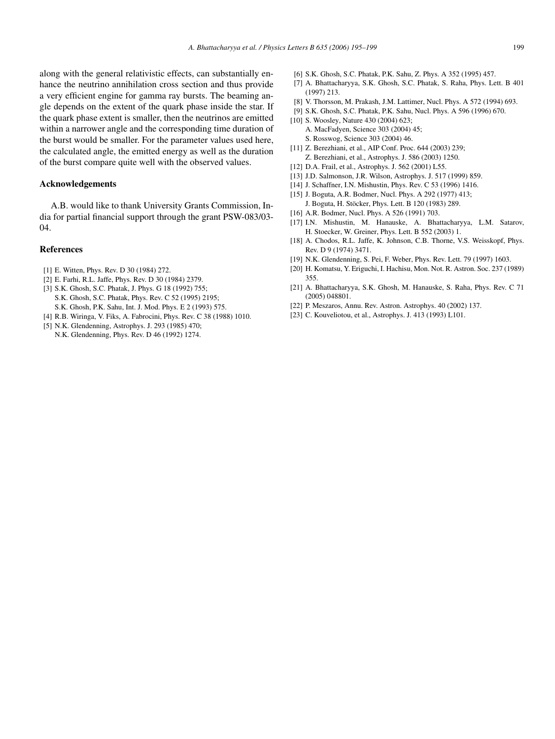along with the general relativistic effects, can substantially enhance the neutrino annihilation cross section and thus provide a very efficient engine for gamma ray bursts. The beaming angle depends on the extent of the quark phase inside the star. If the quark phase extent is smaller, then the neutrinos are emitted within a narrower angle and the corresponding time duration of the burst would be smaller. For the parameter values used here, the calculated angle, the emitted energy as well as the duration of the burst compare quite well with the observed values.

## Acknowledgements

A.B. would like to thank University Grants Commission, India for partial financial support through the grant PSW-083/03-04.

## References

[1] E. Witten, Phys. Rev. D 30 (1984) 272.

[2] E. Farhi, R.L. Jaffe, Phys. Rev. D 30 (1984) 2379.

[3] S.K. Ghosh, S.C. Phatak, J. Phys. G 18 (1992) 755;
S.K. Ghosh, S.C. Phatak, Phys. Rev. C 52 (1995) 2195;
S.K. Ghosh, P.K. Sahu, Int. J. Mod. Phys. E 2 (1993) 575.

[4] R.B. Wiringa, V. Fiks, A. Fabrocini, Phys. Rev. C 38 (1988) 1010.

[5] N.K. Glendenning, Astrophys. J. 293 (1985) 470;
N.K. Glendenning, Phys. Rev. D 46 (1992) 1274.

[6] S.K. Ghosh, S.C. Phatak, P.K. Sahu, Z. Phys. A 352 (1995) 457.

[7] A. Bhattacharyya, S.K. Ghosh, S.C. Phatak, S. Raha, Phys. Lett. B 401 (1997) 213.

[8] V. Thorsson, M. Prakash, J.M. Lattimer, Nucl. Phys. A 572 (1994) 693.

[9] S.K. Ghosh, S.C. Phatak, P.K. Sahu, Nucl. Phys. A 596 (1996) 670.

[10] S. Woosley, Nature 430 (2004) 623;
A. MacFadyen, Science 303 (2004) 45;
S. Rosswog, Science 303 (2004) 46.

[11] Z. Berezhiani, et al., AIP Conf. Proc. 644 (2003) 239;
Z. Berezhiani, et al., Astrophys. J. 586 (2003) 1250.

[12] D.A. Frail, et al., Astrophys. J. 562 (2001) L55.

[13] J.D. Salmonson, J.R. Wilson, Astrophys. J. 517 (1999) 859.

[14] J. Schaffner, I.N. Mishustin, Phys. Rev. C 53 (1996) 1416.

[15] J. Boguta, A.R. Bodmer, Nucl. Phys. A 292 (1977) 413;
J. Boguta, H. Stöcker, Phys. Lett. B 120 (1983) 289.

[16] A.R. Bodmer, Nucl. Phys. A 526 (1991) 703.

[17] I.N. Mishustin, M. Hanauske, A. Bhattacharyya, L.M. Satarov, H. Stoecker, W. Greiner, Phys. Lett. B 552 (2003) 1.

[18] A. Chodos, R.L. Jaffe, K. Johnson, C.B. Thorne, V.S. Weisskopf, Phys. Rev. D 9 (1974) 3471.

[19] N.K. Glendenning, S. Pei, F. Weber, Phys. Rev. Lett. 79 (1997) 1603.

[20] H. Komatsu, Y. Eriguchi, I. Hachisu, Mon. Not. R. Astron. Soc. 237 (1989) 355.

[21] A. Bhattacharyya, S.K. Ghosh, M. Hanauske, S. Raha, Phys. Rev. C 71 (2005) 048801.

[22] P. Meszaros, Annu. Rev. Astron. Astrophys. 40 (2002) 137.

[23] C. Kouveliotou, et al., Astrophys. J. 413 (1993) L101.